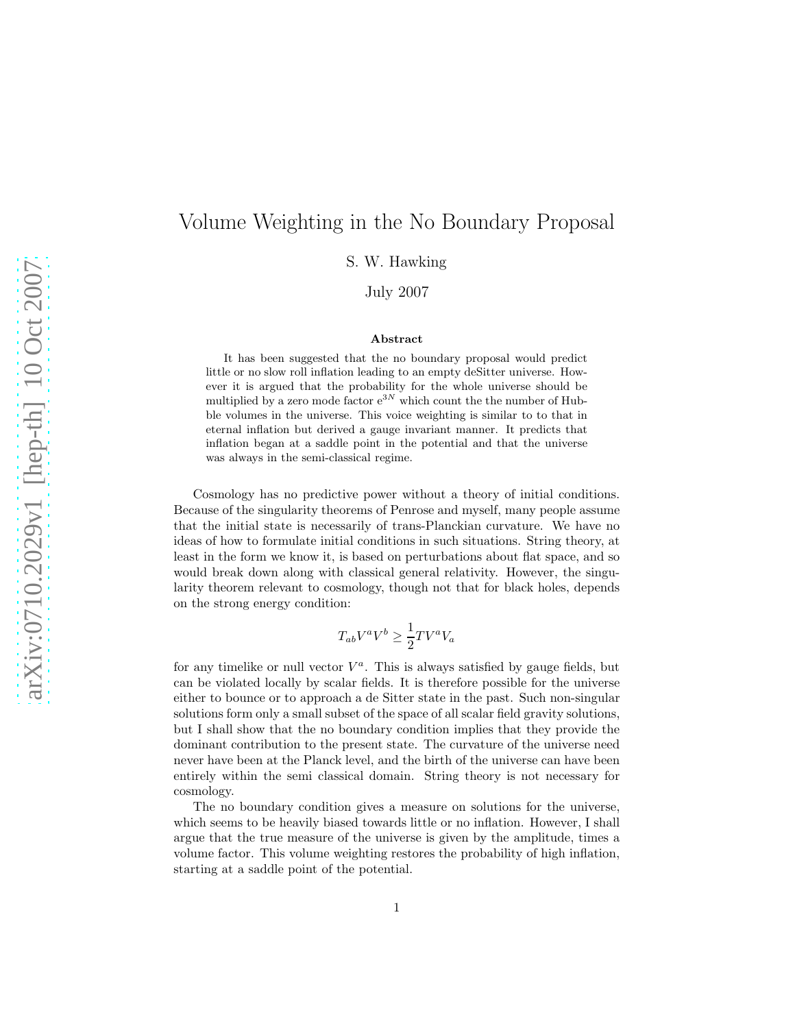# Volume Weighting in the No Boundary Proposal

S. W. Hawking

July 2007

**Abstract**

It has been suggested that the no boundary proposal would predict little or no slow roll inflation leading to an empty deSitter universe. However it is argued that the probability for the whole universe should be multiplied by a zero mode factor $e^{3N}$ which count the the number of Hubble volumes in the universe. This voice weighting is similar to to that in eternal inflation but derived a gauge invariant manner. It predicts that inflation began at a saddle point in the potential and that the universe was always in the semi-classical regime.

Cosmology has no predictive power without a theory of initial conditions. Because of the singularity theorems of Penrose and myself, many people assume that the initial state is necessarily of trans-Planckian curvature. We have no ideas of how to formulate initial conditions in such situations. String theory, at least in the form we know it, is based on perturbations about flat space, and so would break down along with classical general relativity. However, the singularity theorem relevant to cosmology, though not that for black holes, depends on the strong energy condition:

$$T_{ab}V^aV^b \geq \frac{1}{2}TV^aV_a$$

for any timelike or null vector $V^a$. This is always satisfied by gauge fields, but can be violated locally by scalar fields. It is therefore possible for the universe either to bounce or to approach a de Sitter state in the past. Such non-singular solutions form only a small subset of the space of all scalar field gravity solutions, but I shall show that the no boundary condition implies that they provide the dominant contribution to the present state. The curvature of the universe need never have been at the Planck level, and the birth of the universe can have been entirely within the semi classical domain. String theory is not necessary for cosmology.

The no boundary condition gives a measure on solutions for the universe, which seems to be heavily biased towards little or no inflation. However, I shall argue that the true measure of the universe is given by the amplitude, times a volume factor. This volume weighting restores the probability of high inflation, starting at a saddle point of the potential.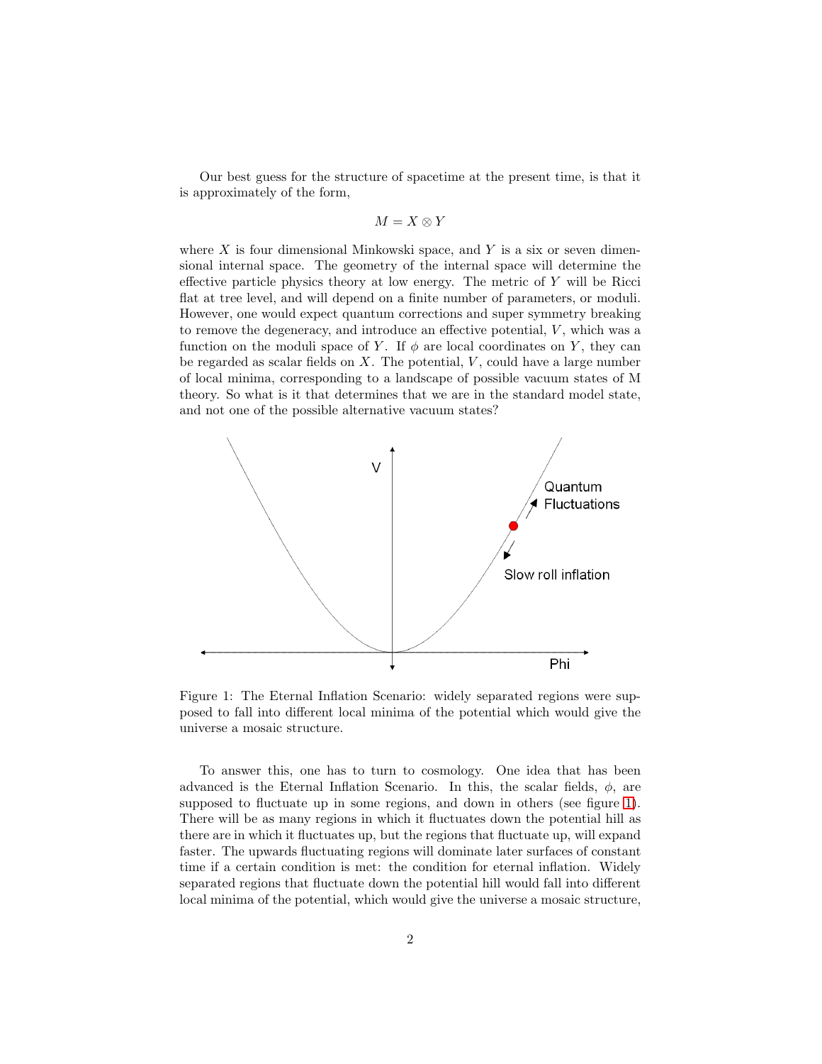Our best guess for the structure of spacetime at the present time, is that it is approximately of the form,

$$M = X \otimes Y$$

where $X$ is four dimensional Minkowski space, and $Y$ is a six or seven dimensional internal space. The geometry of the internal space will determine the effective particle physics theory at low energy. The metric of $Y$ will be Ricci flat at tree level, and will depend on a finite number of parameters, or moduli. However, one would expect quantum corrections and super symmetry breaking to remove the degeneracy, and introduce an effective potential, $V$, which was a function on the moduli space of $Y$. If $\phi$ are local coordinates on $Y$, they can be regarded as scalar fields on $X$. The potential, $V$, could have a large number of local minima, corresponding to a landscape of possible vacuum states of M theory. So what is it that determines that we are in the standard model state, and not one of the possible alternative vacuum states?

Figure 1: The Eternal Inflation Scenario: widely separated regions were supposed to fall into different local minima of the potential which would give the universe a mosaic structure.

To answer this, one has to turn to cosmology. One idea that has been advanced is the Eternal Inflation Scenario. In this, the scalar fields, $\phi$, are supposed to fluctuate up in some regions, and down in others (see figure 1). There will be as many regions in which it fluctuates down the potential hill as there are in which it fluctuates up, but the regions that fluctuate up, will expand faster. The upwards fluctuating regions will dominate later surfaces of constant time if a certain condition is met: the condition for eternal inflation. Widely separated regions that fluctuate down the potential hill would fall into different local minima of the potential, which would give the universe a mosaic structure,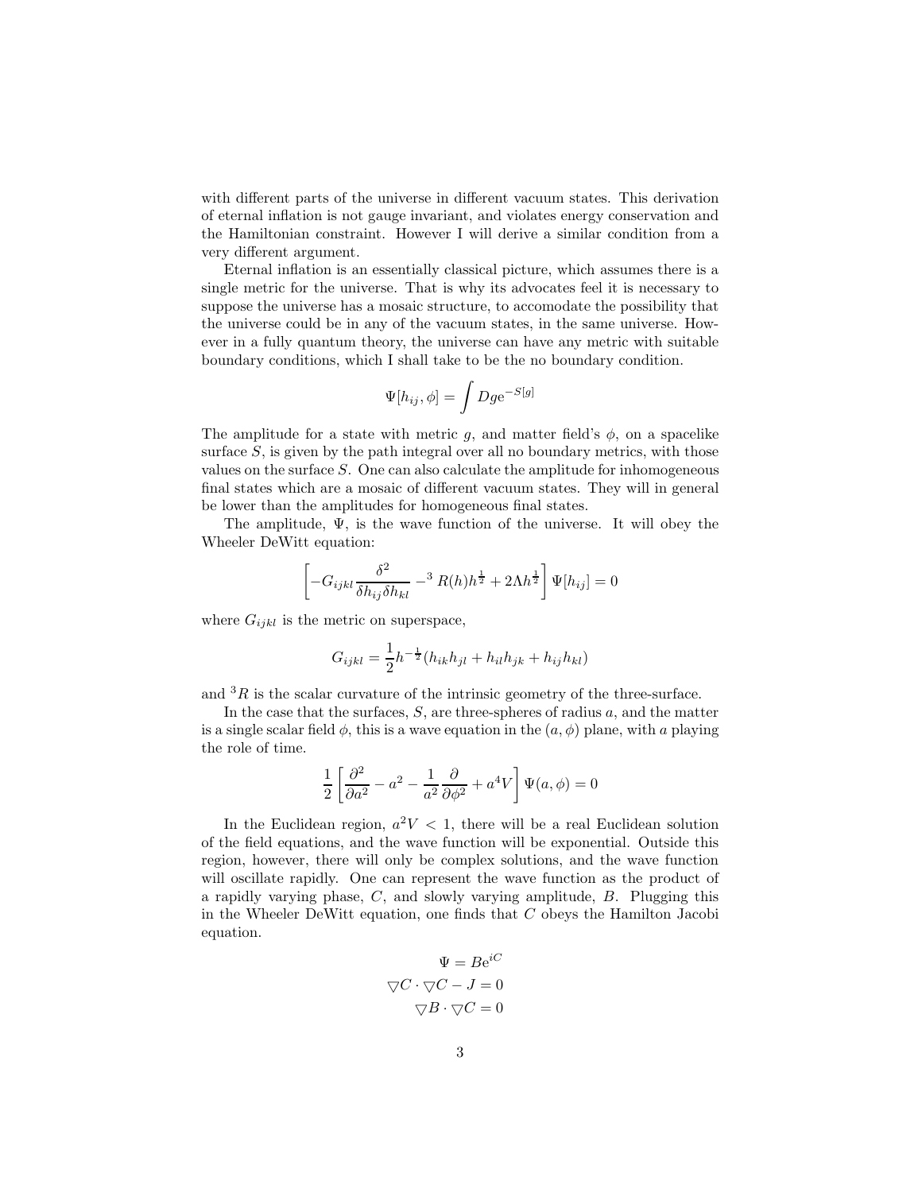with different parts of the universe in different vacuum states. This derivation of eternal inflation is not gauge invariant, and violates energy conservation and the Hamiltonian constraint. However I will derive a similar condition from a very different argument.

Eternal inflation is an essentially classical picture, which assumes there is a single metric for the universe. That is why its advocates feel it is necessary to suppose the universe has a mosaic structure, to accomodate the possibility that the universe could be in any of the vacuum states, in the same universe. However in a fully quantum theory, the universe can have any metric with suitable boundary conditions, which I shall take to be the no boundary condition.

$$\Psi[h_{ij}, \phi] = \int Dg \mathrm{e}^{-S[g]}$$

The amplitude for a state with metric $g$, and matter field's $\phi$, on a spacelike surface $S$, is given by the path integral over all no boundary metrics, with those values on the surface $S$. One can also calculate the amplitude for inhomogeneous final states which are a mosaic of different vacuum states. They will in general be lower than the amplitudes for homogeneous final states.

The amplitude, $\Psi$, is the wave function of the universe. It will obey the Wheeler DeWitt equation:

$$\left[-G_{ijkl}\frac{\delta^2}{\delta h_{ij}\delta h_{kl}} - {}^3R(h)h^{\frac{1}{2}} + 2\Lambda h^{\frac{1}{2}}\right]\Psi[h_{ij}] = 0$$

where $G_{ijkl}$ is the metric on superspace,

$$G_{ijkl} = \frac{1}{2}h^{-\frac{1}{2}}(h_{ik}h_{jl} + h_{il}h_{jk} + h_{ij}h_{kl})$$

and ${}^3R$ is the scalar curvature of the intrinsic geometry of the three-surface.

In the case that the surfaces, $S$, are three-spheres of radius $a$, and the matter is a single scalar field $\phi$, this is a wave equation in the $(a, \phi)$ plane, with $a$ playing the role of time.

$$\frac{1}{2}\left[\frac{\partial^2}{\partial a^2} - a^2 - \frac{1}{a^2}\frac{\partial}{\partial \phi^2} + a^4 V\right]\Psi(a, \phi) = 0$$

In the Euclidean region, $a^2V < 1$, there will be a real Euclidean solution of the field equations, and the wave function will be exponential. Outside this region, however, there will only be complex solutions, and the wave function will oscillate rapidly. One can represent the wave function as the product of a rapidly varying phase, $C$, and slowly varying amplitude, $B$. Plugging this in the Wheeler DeWitt equation, one finds that $C$ obeys the Hamilton Jacobi equation.

$$\Psi = B\mathrm{e}^{iC}$$

$$\nabla C \cdot \nabla C - J = 0$$

$$\nabla B \cdot \nabla C = 0$$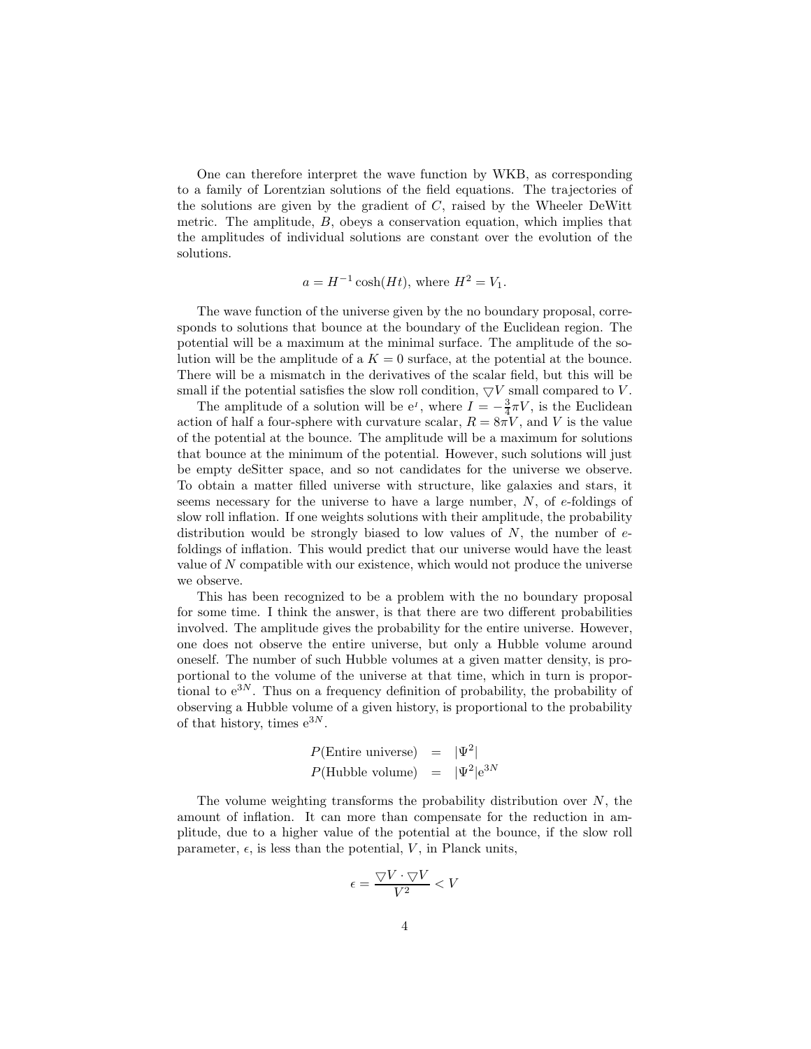One can therefore interpret the wave function by WKB, as corresponding to a family of Lorentzian solutions of the field equations. The trajectories of the solutions are given by the gradient of $C$, raised by the Wheeler DeWitt metric. The amplitude, $B$, obeys a conservation equation, which implies that the amplitudes of individual solutions are constant over the evolution of the solutions.

$$a = H^{-1}\cosh(Ht), \text{ where } H^2 = V_1.$$

The wave function of the universe given by the no boundary proposal, corresponds to solutions that bounce at the boundary of the Euclidean region. The potential will be a maximum at the minimal surface. The amplitude of the solution will be the amplitude of a $K = 0$ surface, at the potential at the bounce. There will be a mismatch in the derivatives of the scalar field, but this will be small if the potential satisfies the slow roll condition, $\bigtriangledown V$ small compared to $V$.

The amplitude of a solution will be $e^{I}$, where $I = -\frac{3}{4}\pi V$, is the Euclidean action of half a four-sphere with curvature scalar, $R = 8\pi V$, and $V$ is the value of the potential at the bounce. The amplitude will be a maximum for solutions that bounce at the minimum of the potential. However, such solutions will just be empty deSitter space, and so not candidates for the universe we observe. To obtain a matter filled universe with structure, like galaxies and stars, it seems necessary for the universe to have a large number, $N$, of $e$-foldings of slow roll inflation. If one weights solutions with their amplitude, the probability distribution would be strongly biased to low values of $N$, the number of $e$-foldings of inflation. This would predict that our universe would have the least value of $N$ compatible with our existence, which would not produce the universe we observe.

This has been recognized to be a problem with the no boundary proposal for some time. I think the answer, is that there are two different probabilities involved. The amplitude gives the probability for the entire universe. However, one does not observe the entire universe, but only a Hubble volume around oneself. The number of such Hubble volumes at a given matter density, is proportional to the volume of the universe at that time, which in turn is proportional to $e^{3N}$. Thus on a frequency definition of probability, the probability of observing a Hubble volume of a given history, is proportional to the probability of that history, times $e^{3N}$.

$$\begin{aligned} P(\text{Entire universe}) &= |\Psi^2| \\ P(\text{Hubble volume}) &= |\Psi^2| e^{3N} \end{aligned}$$

The volume weighting transforms the probability distribution over $N$, the amount of inflation. It can more than compensate for the reduction in amplitude, due to a higher value of the potential at the bounce, if the slow roll parameter, $\epsilon$, is less than the potential, $V$, in Planck units,

$$\epsilon = \frac{\bigtriangledown V \cdot \bigtriangledown V}{V^2} < V$$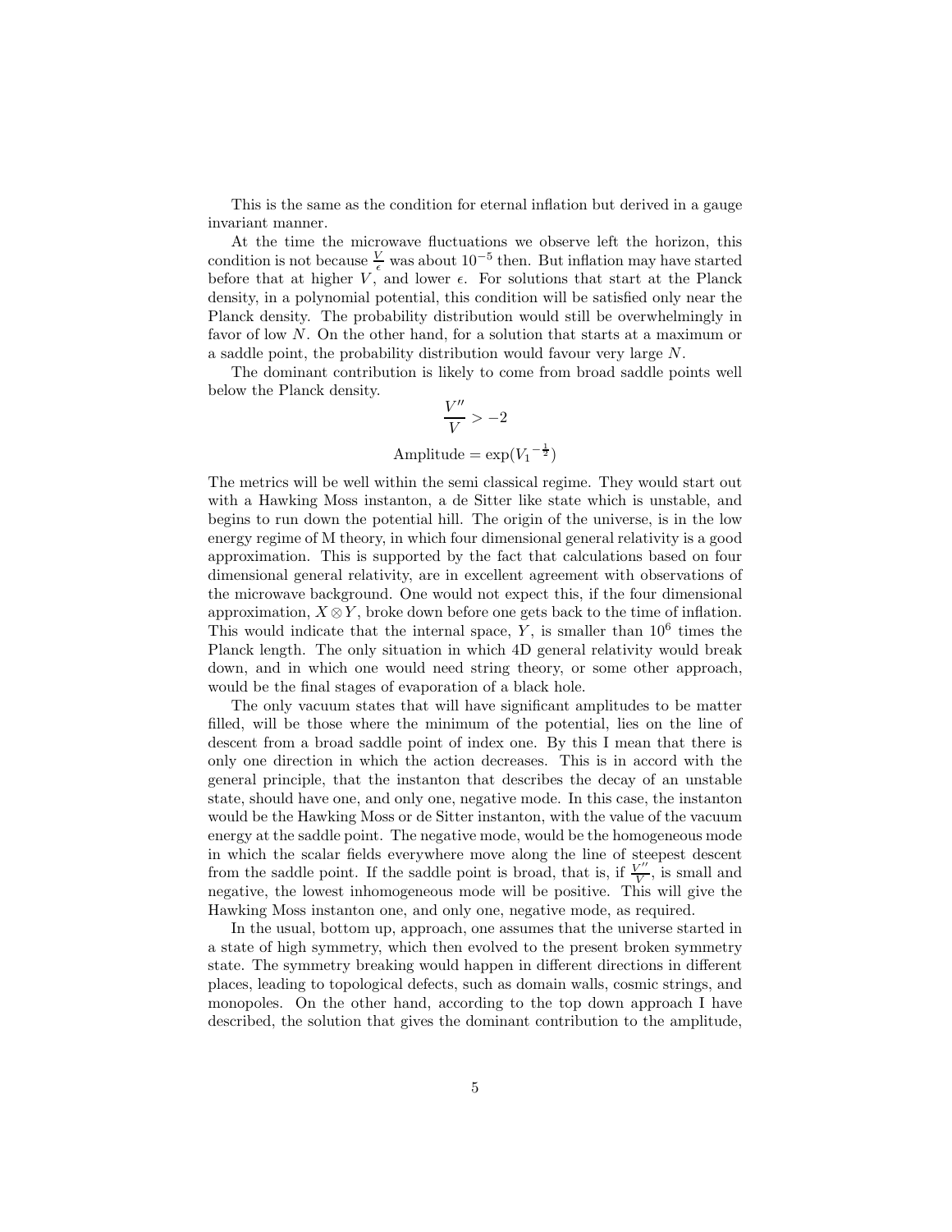This is the same as the condition for eternal inflation but derived in a gauge invariant manner.

At the time the microwave fluctuations we observe left the horizon, this condition is not because $\frac{V}{\epsilon}$ was about $10^{-5}$ then. But inflation may have started before that at higher $V$, and lower $\epsilon$. For solutions that start at the Planck density, in a polynomial potential, this condition will be satisfied only near the Planck density. The probability distribution would still be overwhelmingly in favor of low $N$. On the other hand, for a solution that starts at a maximum or a saddle point, the probability distribution would favour very large $N$.

The dominant contribution is likely to come from broad saddle points well below the Planck density.

$$\frac{V''}{V} > -2$$

$$\text{Amplitude} = \exp({V_1}^{-\frac{1}{2}})$$

The metrics will be well within the semi classical regime. They would start out with a Hawking Moss instanton, a de Sitter like state which is unstable, and begins to run down the potential hill. The origin of the universe, is in the low energy regime of M theory, in which four dimensional general relativity is a good approximation. This is supported by the fact that calculations based on four dimensional general relativity, are in excellent agreement with observations of the microwave background. One would not expect this, if the four dimensional approximation, $X \otimes Y$, broke down before one gets back to the time of inflation. This would indicate that the internal space, $Y$, is smaller than $10^6$ times the Planck length. The only situation in which 4D general relativity would break down, and in which one would need string theory, or some other approach, would be the final stages of evaporation of a black hole.

The only vacuum states that will have significant amplitudes to be matter filled, will be those where the minimum of the potential, lies on the line of descent from a broad saddle point of index one. By this I mean that there is only one direction in which the action decreases. This is in accord with the general principle, that the instanton that describes the decay of an unstable state, should have one, and only one, negative mode. In this case, the instanton would be the Hawking Moss or de Sitter instanton, with the value of the vacuum energy at the saddle point. The negative mode, would be the homogeneous mode in which the scalar fields everywhere move along the line of steepest descent from the saddle point. If the saddle point is broad, that is, if $\frac{V''}{V}$, is small and negative, the lowest inhomogeneous mode will be positive. This will give the Hawking Moss instanton one, and only one, negative mode, as required.

In the usual, bottom up, approach, one assumes that the universe started in a state of high symmetry, which then evolved to the present broken symmetry state. The symmetry breaking would happen in different directions in different places, leading to topological defects, such as domain walls, cosmic strings, and monopoles. On the other hand, according to the top down approach I have described, the solution that gives the dominant contribution to the amplitude,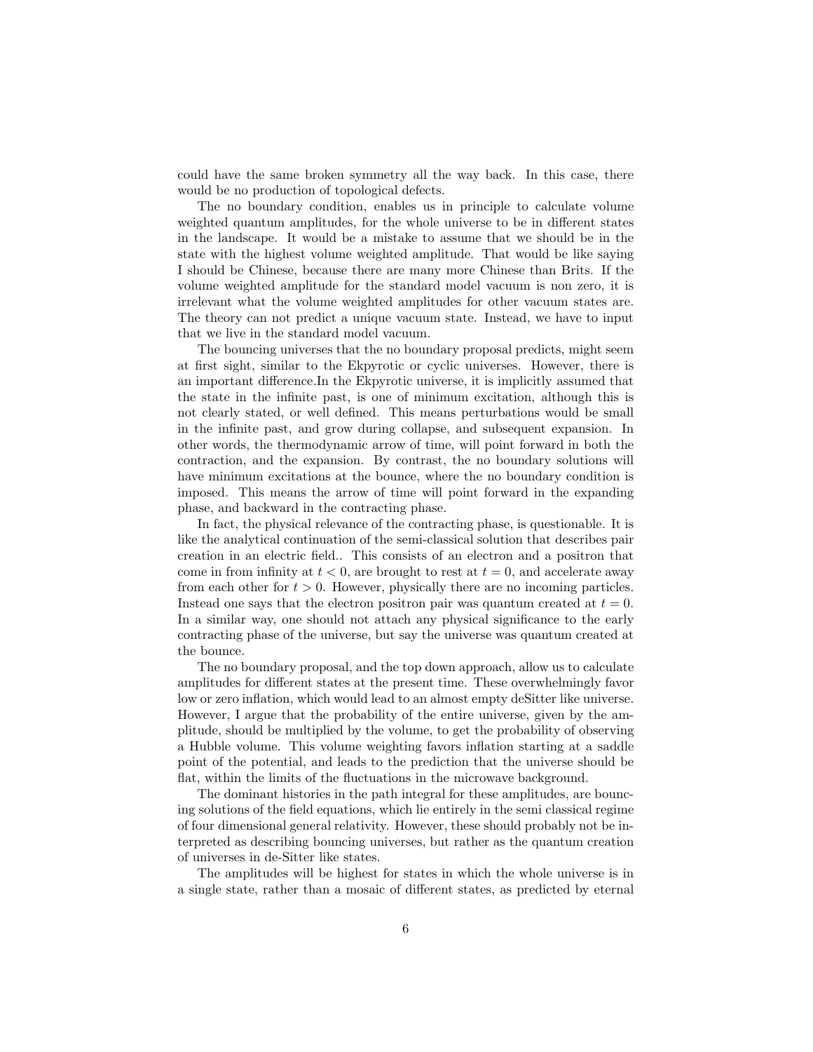could have the same broken symmetry all the way back. In this case, there would be no production of topological defects.

The no boundary condition, enables us in principle to calculate volume weighted quantum amplitudes, for the whole universe to be in different states in the landscape. It would be a mistake to assume that we should be in the state with the highest volume weighted amplitude. That would be like saying I should be Chinese, because there are many more Chinese than Brits. If the volume weighted amplitude for the standard model vacuum is non zero, it is irrelevant what the volume weighted amplitudes for other vacuum states are. The theory can not predict a unique vacuum state. Instead, we have to input that we live in the standard model vacuum.

The bouncing universes that the no boundary proposal predicts, might seem at first sight, similar to the Ekpyrotic or cyclic universes. However, there is an important difference.In the Ekpyrotic universe, it is implicitly assumed that the state in the infinite past, is one of minimum excitation, although this is not clearly stated, or well defined. This means perturbations would be small in the infinite past, and grow during collapse, and subsequent expansion. In other words, the thermodynamic arrow of time, will point forward in both the contraction, and the expansion. By contrast, the no boundary solutions will have minimum excitations at the bounce, where the no boundary condition is imposed. This means the arrow of time will point forward in the expanding phase, and backward in the contracting phase.

In fact, the physical relevance of the contracting phase, is questionable. It is like the analytical continuation of the semi-classical solution that describes pair creation in an electric field.. This consists of an electron and a positron that come in from infinity at $t < 0$, are brought to rest at $t = 0$, and accelerate away from each other for $t > 0$. However, physically there are no incoming particles. Instead one says that the electron positron pair was quantum created at $t = 0$. In a similar way, one should not attach any physical significance to the early contracting phase of the universe, but say the universe was quantum created at the bounce.

The no boundary proposal, and the top down approach, allow us to calculate amplitudes for different states at the present time. These overwhelmingly favor low or zero inflation, which would lead to an almost empty deSitter like universe. However, I argue that the probability of the entire universe, given by the amplitude, should be multiplied by the volume, to get the probability of observing a Hubble volume. This volume weighting favors inflation starting at a saddle point of the potential, and leads to the prediction that the universe should be flat, within the limits of the fluctuations in the microwave background.

The dominant histories in the path integral for these amplitudes, are bouncing solutions of the field equations, which lie entirely in the semi classical regime of four dimensional general relativity. However, these should probably not be interpreted as describing bouncing universes, but rather as the quantum creation of universes in de-Sitter like states.

The amplitudes will be highest for states in which the whole universe is in a single state, rather than a mosaic of different states, as predicted by eternal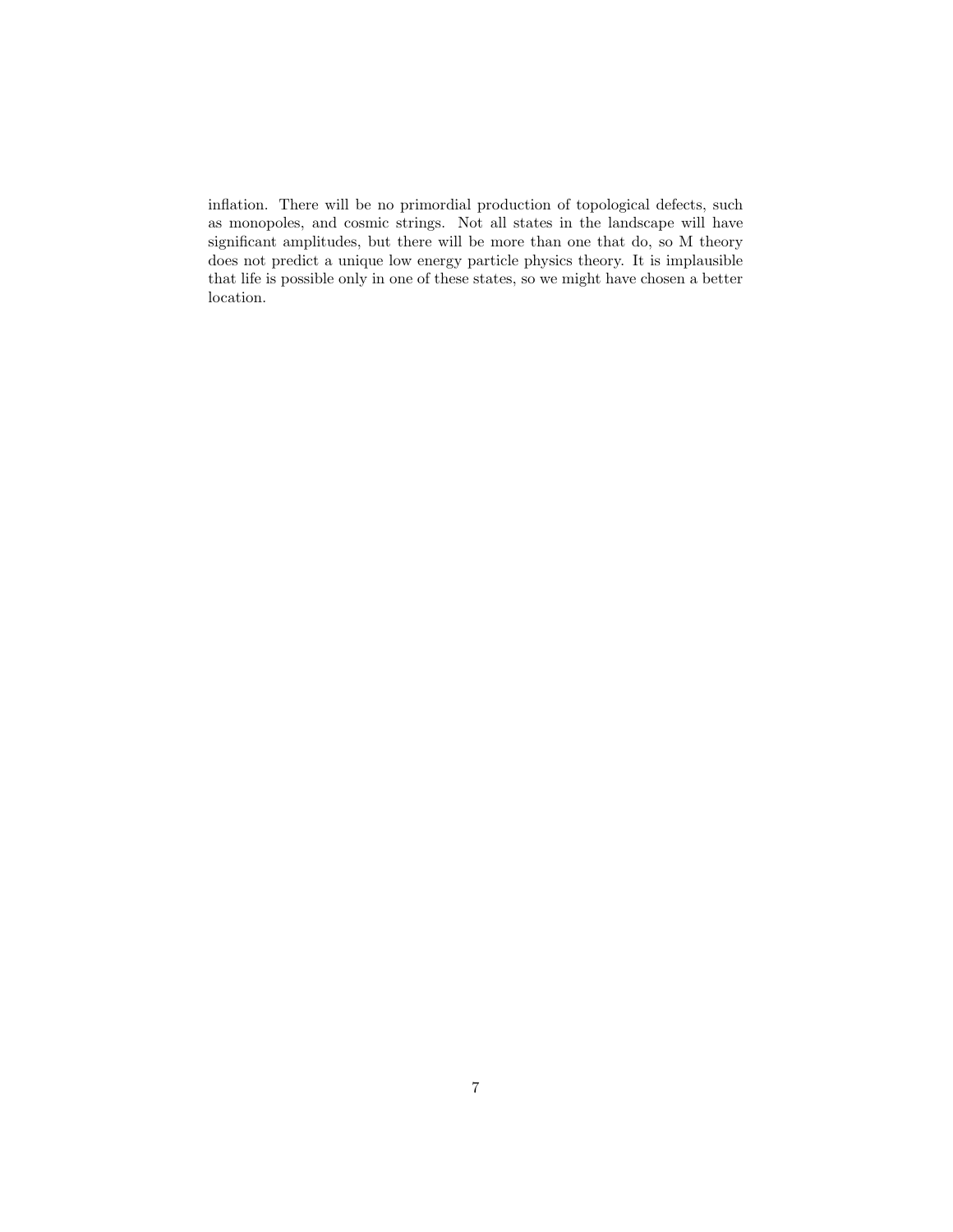inflation. There will be no primordial production of topological defects, such as monopoles, and cosmic strings. Not all states in the landscape will have significant amplitudes, but there will be more than one that do, so M theory does not predict a unique low energy particle physics theory. It is implausible that life is possible only in one of these states, so we might have chosen a better location.